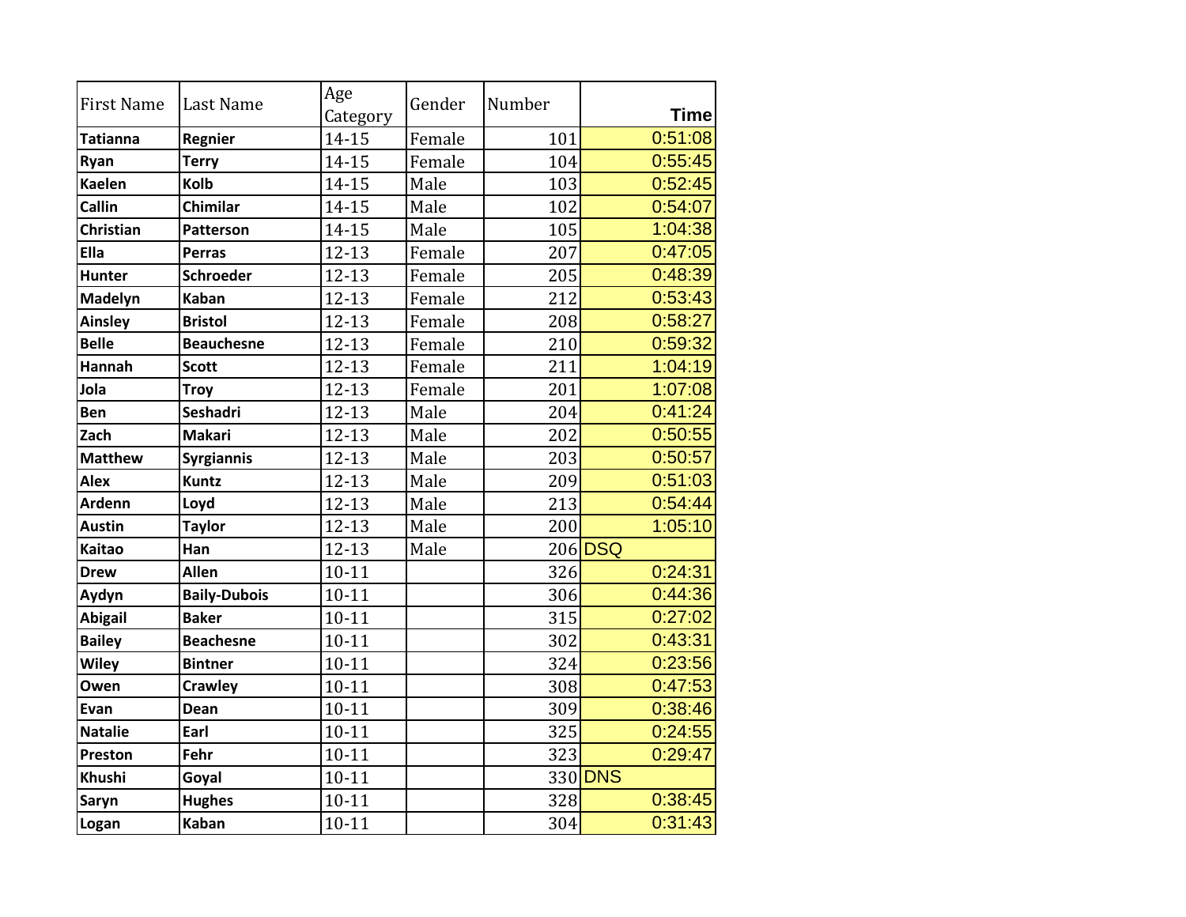| First Name | Last Name | Age Category | Gender | Number | Time |
|---|---|---|---|---|---|
| **Tatianna** | **Regnier** | 14-15 | Female | 101 | 0:51:08 |
| **Ryan** | **Terry** | 14-15 | Female | 104 | 0:55:45 |
| **Kaelen** | **Kolb** | 14-15 | Male | 103 | 0:52:45 |
| **Callin** | **Chimilar** | 14-15 | Male | 102 | 0:54:07 |
| **Christian** | **Patterson** | 14-15 | Male | 105 | 1:04:38 |
| **Ella** | **Perras** | 12-13 | Female | 207 | 0:47:05 |
| **Hunter** | **Schroeder** | 12-13 | Female | 205 | 0:48:39 |
| **Madelyn** | **Kaban** | 12-13 | Female | 212 | 0:53:43 |
| **Ainsley** | **Bristol** | 12-13 | Female | 208 | 0:58:27 |
| **Belle** | **Beauchesne** | 12-13 | Female | 210 | 0:59:32 |
| **Hannah** | **Scott** | 12-13 | Female | 211 | 1:04:19 |
| **Jola** | **Troy** | 12-13 | Female | 201 | 1:07:08 |
| **Ben** | **Seshadri** | 12-13 | Male | 204 | 0:41:24 |
| **Zach** | **Makari** | 12-13 | Male | 202 | 0:50:55 |
| **Matthew** | **Syrgiannis** | 12-13 | Male | 203 | 0:50:57 |
| **Alex** | **Kuntz** | 12-13 | Male | 209 | 0:51:03 |
| **Ardenn** | **Loyd** | 12-13 | Male | 213 | 0:54:44 |
| **Austin** | **Taylor** | 12-13 | Male | 200 | 1:05:10 |
| **Kaitao** | **Han** | 12-13 | Male | 206 | DSQ |
| **Drew** | **Allen** | 10-11 | | 326 | 0:24:31 |
| **Aydyn** | **Baily-Dubois** | 10-11 | | 306 | 0:44:36 |
| **Abigail** | **Baker** | 10-11 | | 315 | 0:27:02 |
| **Bailey** | **Beachesne** | 10-11 | | 302 | 0:43:31 |
| **Wiley** | **Bintner** | 10-11 | | 324 | 0:23:56 |
| **Owen** | **Crawley** | 10-11 | | 308 | 0:47:53 |
| **Evan** | **Dean** | 10-11 | | 309 | 0:38:46 |
| **Natalie** | **Earl** | 10-11 | | 325 | 0:24:55 |
| **Preston** | **Fehr** | 10-11 | | 323 | 0:29:47 |
| **Khushi** | **Goyal** | 10-11 | | 330 | DNS |
| **Saryn** | **Hughes** | 10-11 | | 328 | 0:38:45 |
| **Logan** | **Kaban** | 10-11 | | 304 | 0:31:43 |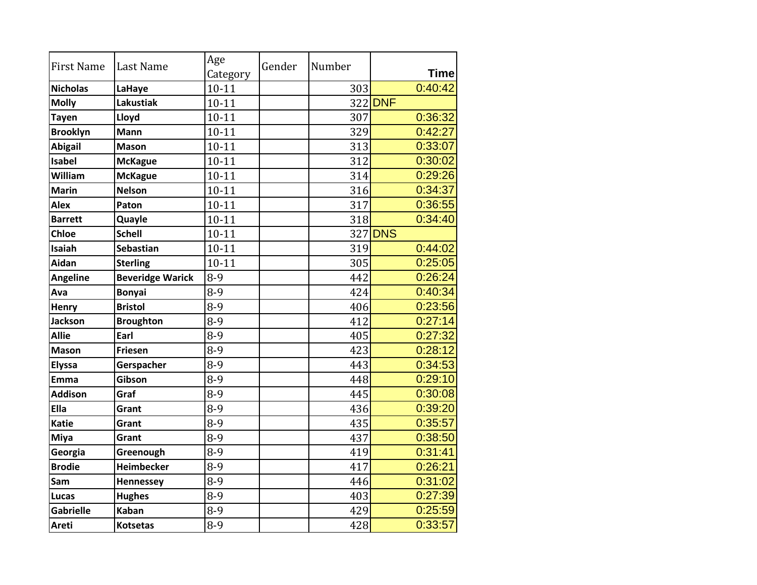| First Name | Last Name | Age Category | Gender | Number | Time |
|---|---|---|---|---|---|
| **Nicholas** | **LaHaye** | 10-11 | | 303 | 0:40:42 |
| **Molly** | **Lakustiak** | 10-11 | | 322 | DNF |
| **Tayen** | **Lloyd** | 10-11 | | 307 | 0:36:32 |
| **Brooklyn** | **Mann** | 10-11 | | 329 | 0:42:27 |
| **Abigail** | **Mason** | 10-11 | | 313 | 0:33:07 |
| **Isabel** | **McKague** | 10-11 | | 312 | 0:30:02 |
| **William** | **McKague** | 10-11 | | 314 | 0:29:26 |
| **Marin** | **Nelson** | 10-11 | | 316 | 0:34:37 |
| **Alex** | **Paton** | 10-11 | | 317 | 0:36:55 |
| **Barrett** | **Quayle** | 10-11 | | 318 | 0:34:40 |
| **Chloe** | **Schell** | 10-11 | | 327 | DNS |
| **Isaiah** | **Sebastian** | 10-11 | | 319 | 0:44:02 |
| **Aidan** | **Sterling** | 10-11 | | 305 | 0:25:05 |
| **Angeline** | **Beveridge Warick** | 8-9 | | 442 | 0:26:24 |
| **Ava** | **Bonyai** | 8-9 | | 424 | 0:40:34 |
| **Henry** | **Bristol** | 8-9 | | 406 | 0:23:56 |
| **Jackson** | **Broughton** | 8-9 | | 412 | 0:27:14 |
| **Allie** | **Earl** | 8-9 | | 405 | 0:27:32 |
| **Mason** | **Friesen** | 8-9 | | 423 | 0:28:12 |
| **Elyssa** | **Gerspacher** | 8-9 | | 443 | 0:34:53 |
| **Emma** | **Gibson** | 8-9 | | 448 | 0:29:10 |
| **Addison** | **Graf** | 8-9 | | 445 | 0:30:08 |
| **Ella** | **Grant** | 8-9 | | 436 | 0:39:20 |
| **Katie** | **Grant** | 8-9 | | 435 | 0:35:57 |
| **Miya** | **Grant** | 8-9 | | 437 | 0:38:50 |
| **Georgia** | **Greenough** | 8-9 | | 419 | 0:31:41 |
| **Brodie** | **Heimbecker** | 8-9 | | 417 | 0:26:21 |
| **Sam** | **Hennessey** | 8-9 | | 446 | 0:31:02 |
| **Lucas** | **Hughes** | 8-9 | | 403 | 0:27:39 |
| **Gabrielle** | **Kaban** | 8-9 | | 429 | 0:25:59 |
| **Areti** | **Kotsetas** | 8-9 | | 428 | 0:33:57 |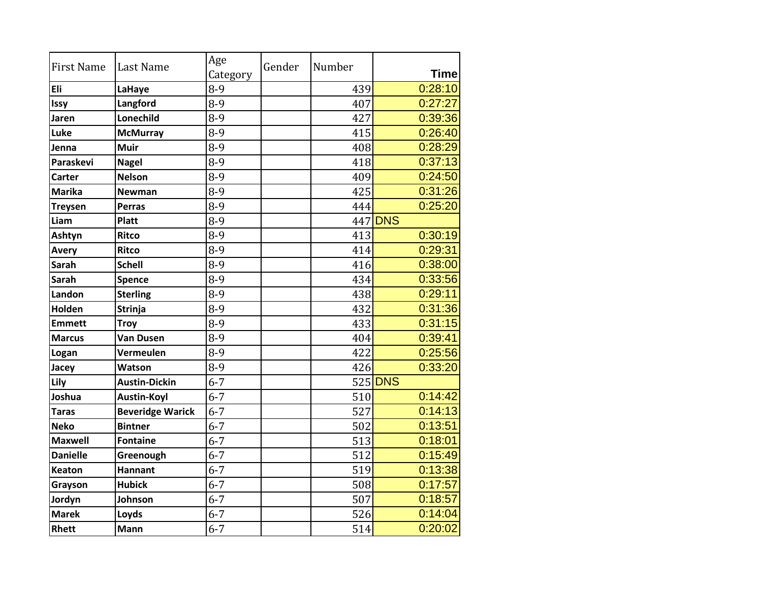| First Name | Last Name | Age Category | Gender | Number | Time |
|---|---|---|---|---|---|
| **Eli** | **LaHaye** | 8-9 | | 439 | 0:28:10 |
| **Issy** | **Langford** | 8-9 | | 407 | 0:27:27 |
| **Jaren** | **Lonechild** | 8-9 | | 427 | 0:39:36 |
| **Luke** | **McMurray** | 8-9 | | 415 | 0:26:40 |
| **Jenna** | **Muir** | 8-9 | | 408 | 0:28:29 |
| **Paraskevi** | **Nagel** | 8-9 | | 418 | 0:37:13 |
| **Carter** | **Nelson** | 8-9 | | 409 | 0:24:50 |
| **Marika** | **Newman** | 8-9 | | 425 | 0:31:26 |
| **Treysen** | **Perras** | 8-9 | | 444 | 0:25:20 |
| **Liam** | **Platt** | 8-9 | | 447 | DNS |
| **Ashtyn** | **Ritco** | 8-9 | | 413 | 0:30:19 |
| **Avery** | **Ritco** | 8-9 | | 414 | 0:29:31 |
| **Sarah** | **Schell** | 8-9 | | 416 | 0:38:00 |
| **Sarah** | **Spence** | 8-9 | | 434 | 0:33:56 |
| **Landon** | **Sterling** | 8-9 | | 438 | 0:29:11 |
| **Holden** | **Strinja** | 8-9 | | 432 | 0:31:36 |
| **Emmett** | **Troy** | 8-9 | | 433 | 0:31:15 |
| **Marcus** | **Van Dusen** | 8-9 | | 404 | 0:39:41 |
| **Logan** | **Vermeulen** | 8-9 | | 422 | 0:25:56 |
| **Jacey** | **Watson** | 8-9 | | 426 | 0:33:20 |
| **Lily** | **Austin-Dickin** | 6-7 | | 525 | DNS |
| **Joshua** | **Austin-Koyl** | 6-7 | | 510 | 0:14:42 |
| **Taras** | **Beveridge Warick** | 6-7 | | 527 | 0:14:13 |
| **Neko** | **Bintner** | 6-7 | | 502 | 0:13:51 |
| **Maxwell** | **Fontaine** | 6-7 | | 513 | 0:18:01 |
| **Danielle** | **Greenough** | 6-7 | | 512 | 0:15:49 |
| **Keaton** | **Hannant** | 6-7 | | 519 | 0:13:38 |
| **Grayson** | **Hubick** | 6-7 | | 508 | 0:17:57 |
| **Jordyn** | **Johnson** | 6-7 | | 507 | 0:18:57 |
| **Marek** | **Loyds** | 6-7 | | 526 | 0:14:04 |
| **Rhett** | **Mann** | 6-7 | | 514 | 0:20:02 |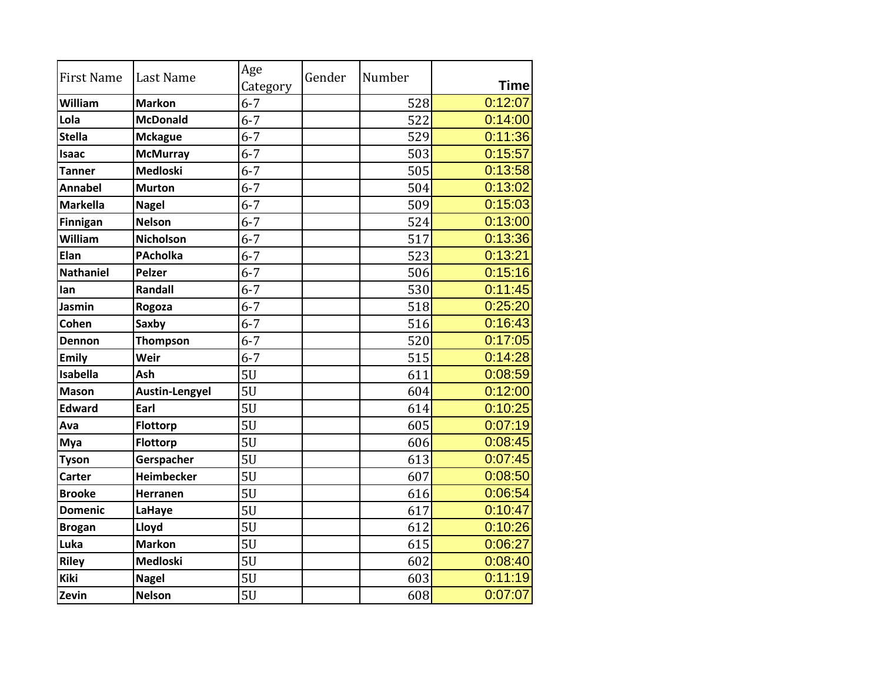| First Name | Last Name | Age Category | Gender | Number | Time |
|---|---|---|---|---|---|
| **William** | **Markon** | 6-7 | | 528 | 0:12:07 |
| **Lola** | **McDonald** | 6-7 | | 522 | 0:14:00 |
| **Stella** | **Mckague** | 6-7 | | 529 | 0:11:36 |
| **Isaac** | **McMurray** | 6-7 | | 503 | 0:15:57 |
| **Tanner** | **Medloski** | 6-7 | | 505 | 0:13:58 |
| **Annabel** | **Murton** | 6-7 | | 504 | 0:13:02 |
| **Markella** | **Nagel** | 6-7 | | 509 | 0:15:03 |
| **Finnigan** | **Nelson** | 6-7 | | 524 | 0:13:00 |
| **William** | **Nicholson** | 6-7 | | 517 | 0:13:36 |
| **Elan** | **PAcholka** | 6-7 | | 523 | 0:13:21 |
| **Nathaniel** | **Pelzer** | 6-7 | | 506 | 0:15:16 |
| **Ian** | **Randall** | 6-7 | | 530 | 0:11:45 |
| **Jasmin** | **Rogoza** | 6-7 | | 518 | 0:25:20 |
| **Cohen** | **Saxby** | 6-7 | | 516 | 0:16:43 |
| **Dennon** | **Thompson** | 6-7 | | 520 | 0:17:05 |
| **Emily** | **Weir** | 6-7 | | 515 | 0:14:28 |
| **Isabella** | **Ash** | 5U | | 611 | 0:08:59 |
| **Mason** | **Austin-Lengyel** | 5U | | 604 | 0:12:00 |
| **Edward** | **Earl** | 5U | | 614 | 0:10:25 |
| **Ava** | **Flottorp** | 5U | | 605 | 0:07:19 |
| **Mya** | **Flottorp** | 5U | | 606 | 0:08:45 |
| **Tyson** | **Gerspacher** | 5U | | 613 | 0:07:45 |
| **Carter** | **Heimbecker** | 5U | | 607 | 0:08:50 |
| **Brooke** | **Herranen** | 5U | | 616 | 0:06:54 |
| **Domenic** | **LaHaye** | 5U | | 617 | 0:10:47 |
| **Brogan** | **Lloyd** | 5U | | 612 | 0:10:26 |
| **Luka** | **Markon** | 5U | | 615 | 0:06:27 |
| **Riley** | **Medloski** | 5U | | 602 | 0:08:40 |
| **Kiki** | **Nagel** | 5U | | 603 | 0:11:19 |
| **Zevin** | **Nelson** | 5U | | 608 | 0:07:07 |